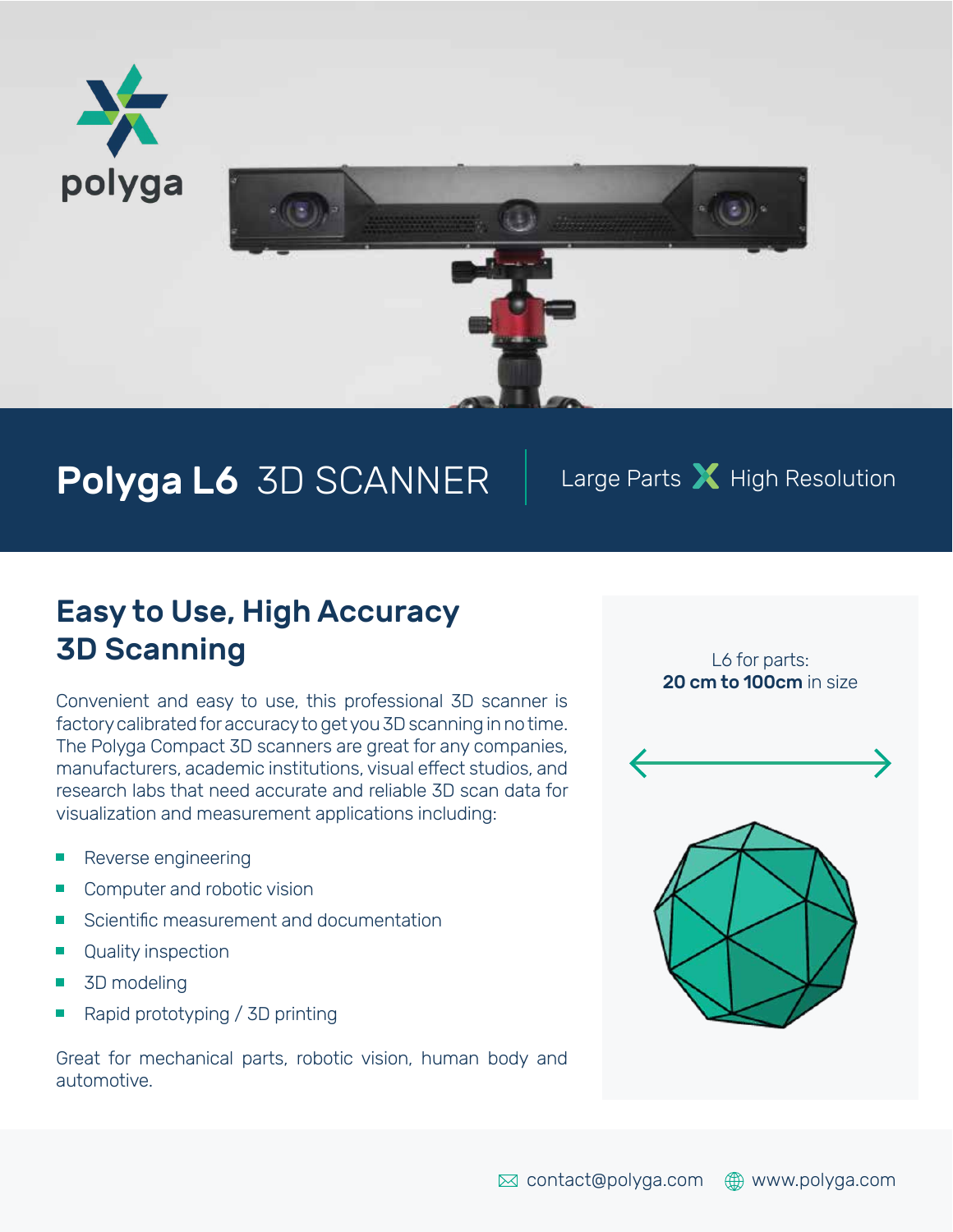polyga

# **Polyga L6** 3D SCANNER

Large Parts X High Resolution

## Easy to Use, High Accuracy 3D Scanning

Convenient and easy to use, this professional 3D scanner is factory calibrated for accuracy to get you 3D scanning in no time. The Polyga Compact 3D scanners are great for any companies, manufacturers, academic institutions, visual effect studios, and research labs that need accurate and reliable 3D scan data for visualization and measurement applications including:

- Reverse engineering
- Computer and robotic vision
- Scientific measurement and documentation
- Quality inspection
- 3D modeling
- Rapid prototyping / 3D printing

Great for mechanical parts, robotic vision, human body and automotive.

L6 for parts:
**20 cm to 100cm** in size

contact@polyga.com www.polyga.com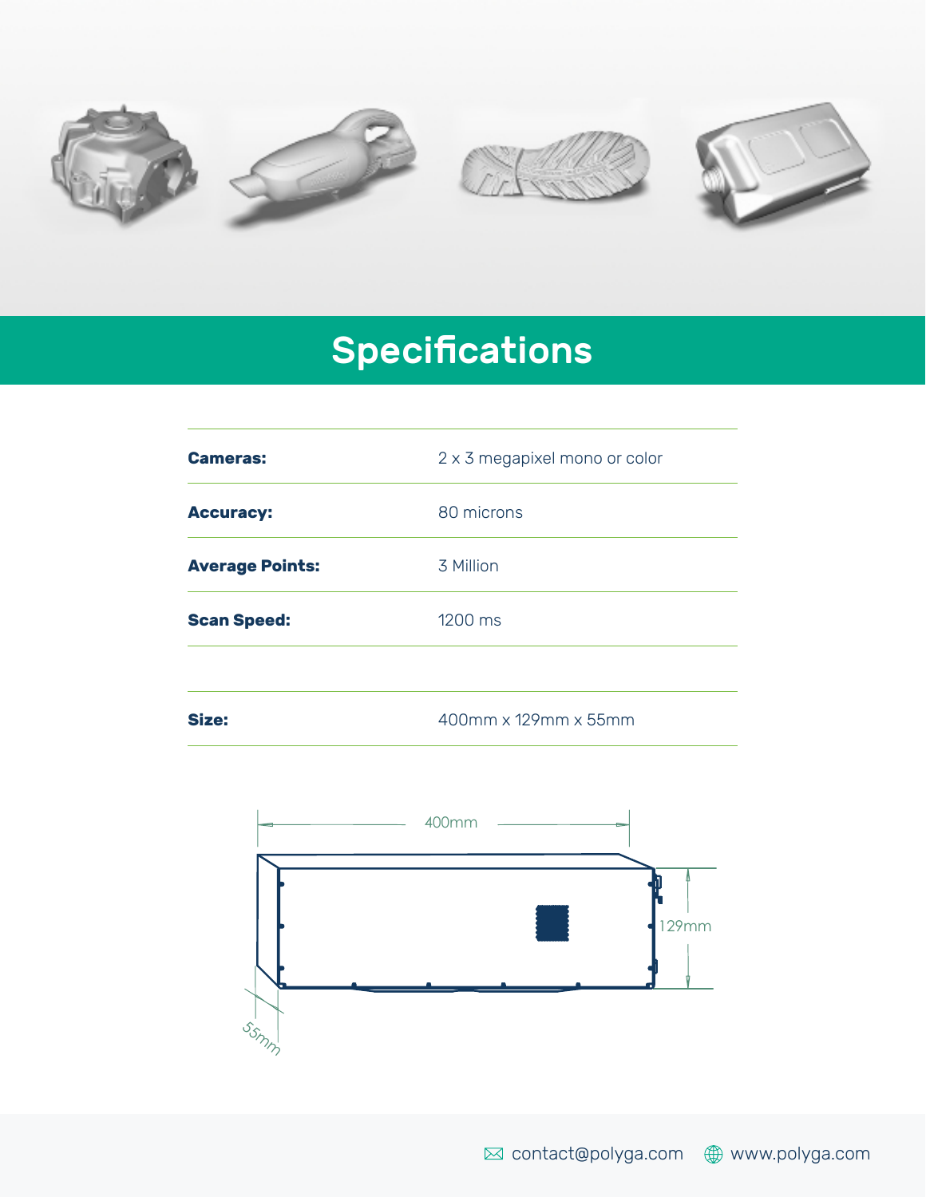## Specifications

| | |
|---|---|
| **Cameras:** | 2 x 3 megapixel mono or color |
| **Accuracy:** | 80 microns |
| **Average Points:** | 3 Million |
| **Scan Speed:** | 1200 ms |
| **Size:** | 400mm x 129mm x 55mm |

400mm

129mm

55mm

contact@polyga.com www.polyga.com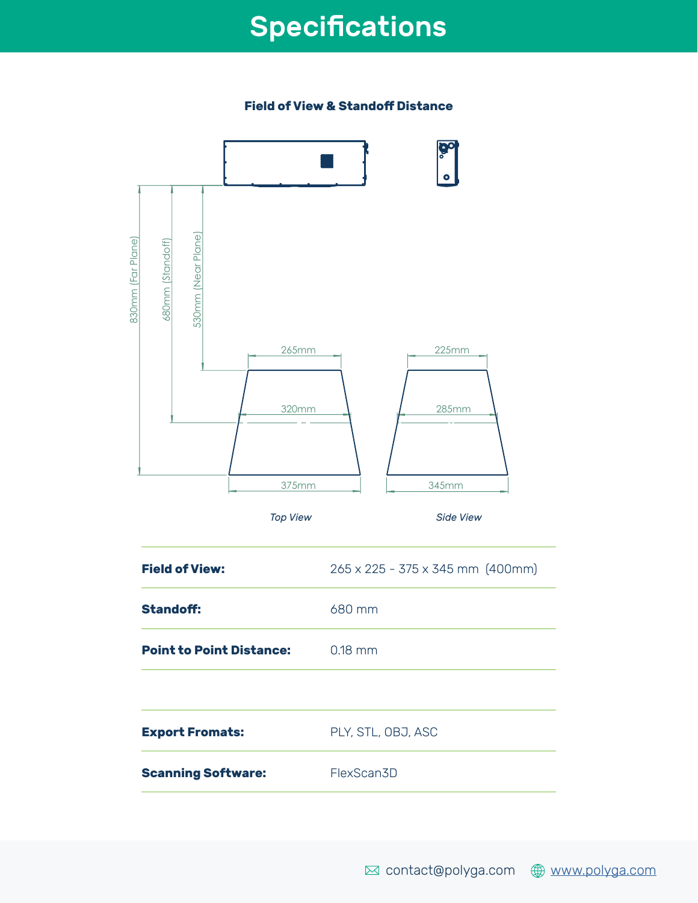# Specifications

### Field of View & Standoff Distance

830mm (Far Plane)
680mm (Standoff)
530mm (Near Plane)

265mm
320mm
375mm

225mm
285mm
345mm

*Top View*

*Side View*

| | |
|---|---|
| **Field of View:** | 265 x 225 - 375 x 345 mm (400mm) |
| **Standoff:** | 680 mm |
| **Point to Point Distance:** | 0.18 mm |

| | |
|---|---|
| **Export Fromats:** | PLY, STL, OBJ, ASC |
| **Scanning Software:** | FlexScan3D |

contact@polyga.com www.polyga.com